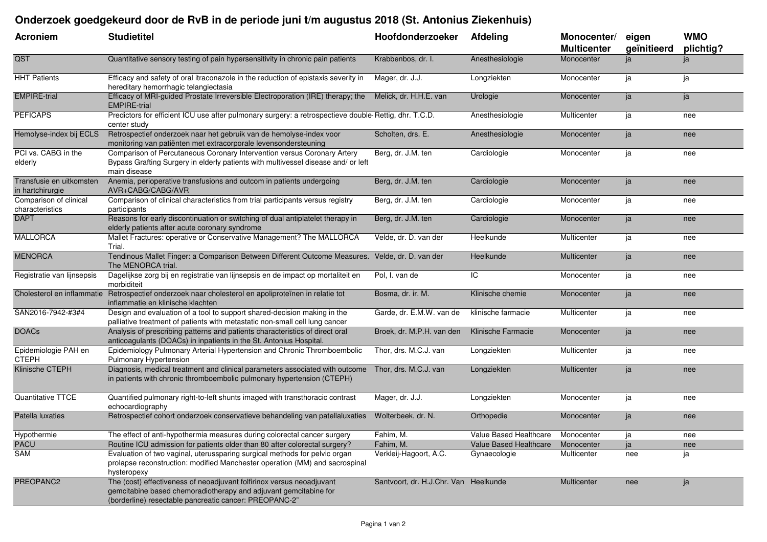# Onderzoek goedgekeurd door de RvB in de periode juni t/m augustus 2018 (St. Antonius Ziekenhuis)

| Acroniem | Studietitel | Hoofdonderzoeker | Afdeling | Monocenter/ Multicenter | eigen geïnitieerd | WMO plichtig? |
|---|---|---|---|---|---|---|
| QST | Quantitative sensory testing of pain hypersensitivity in chronic pain patients | Krabbenbos, dr. I. | Anesthesiologie | Monocenter | ja | ja |
| HHT Patients | Efficacy and safety of oral itraconazole in the reduction of epistaxis severity in hereditary hemorrhagic telangiectasia | Mager, dr. J.J. | Longziekten | Monocenter | ja | ja |
| EMPIRE-trial | Efficacy of MRI-guided Prostate Irreversible Electroporation (IRE) therapy; the EMPIRE-trial | Melick, dr. H.H.E. van | Urologie | Monocenter | ja | ja |
| PEFICAPS | Predictors for efficient ICU use after pulmonary surgery: a retrospectieve double-center study | Rettig, dhr. T.C.D. | Anesthesiologie | Multicenter | ja | nee |
| Hemolyse-index bij ECLS | Retrospectief onderzoek naar het gebruik van de hemolyse-index voor monitoring van patiënten met extracorporale levensondersteuning | Scholten, drs. E. | Anesthesiologie | Monocenter | ja | nee |
| PCI vs. CABG in the elderly | Comparison of Percutaneous Coronary Intervention versus Coronary Artery Bypass Grafting Surgery in elderly patients with multivessel disease and/ or left main disease | Berg, dr. J.M. ten | Cardiologie | Monocenter | ja | nee |
| Transfusie en uitkomsten in hartchirurgie | Anemia, perioperative transfusions and outcom in patients undergoing AVR+CABG/CABG/AVR | Berg, dr. J.M. ten | Cardiologie | Monocenter | ja | nee |
| Comparison of clinical characteristics | Comparison of clinical characteristics from trial participants versus registry participants | Berg, dr. J.M. ten | Cardiologie | Monocenter | ja | nee |
| DAPT | Reasons for early discontinuation or switching of dual antiplatelet therapy in elderly patients after acute coronary syndrome | Berg, dr. J.M. ten | Cardiologie | Monocenter | ja | nee |
| MALLORCA | Mallet Fractures: operative or Conservative Management? The MALLORCA Trial. | Velde, dr. D. van der | Heelkunde | Multicenter | ja | nee |
| MENORCA | Tendinous Mallet Finger: a Comparison Between Different Outcome Measures. The MENORCA trial. | Velde, dr. D. van der | Heelkunde | Multicenter | ja | nee |
| Registratie van lijnsepsis | Dagelijkse zorg bij en registratie van lijnsepsis en de impact op mortaliteit en morbiditeit | Pol, I. van de | IC | Monocenter | ja | nee |
| Cholesterol en inflammatie | Retrospectief onderzoek naar cholesterol en apoliproteïnen in relatie tot inflammatie en klinische klachten | Bosma, dr. ir. M. | Klinische chemie | Monocenter | ja | nee |
| SAN2016-7942-#3#4 | Design and evaluation of a tool to support shared-decision making in the palliative treatment of patients with metastatic non-small cell lung cancer | Garde, dr. E.M.W. van de | klinische farmacie | Multicenter | ja | nee |
| DOACs | Analysis of prescribing patterns and patients characteristics of direct oral anticoagulants (DOACs) in inpatients in the St. Antonius Hospital. | Broek, dr. M.P.H. van den | Klinische Farmacie | Monocenter | ja | nee |
| Epidemiologie PAH en CTEPH | Epidemiology Pulmonary Arterial Hypertension and Chronic Thromboembolic Pulmonary Hypertension | Thor, drs. M.C.J. van | Longziekten | Multicenter | ja | nee |
| Klinische CTEPH | Diagnosis, medical treatment and clinical parameters associated with outcome in patients with chronic thromboembolic pulmonary hypertension (CTEPH) | Thor, drs. M.C.J. van | Longziekten | Multicenter | ja | nee |
| Quantitative TTCE | Quantified pulmonary right-to-left shunts imaged with transthoracic contrast echocardiography | Mager, dr. J.J. | Longziekten | Monocenter | ja | nee |
| Patella luxaties | Retrospectief cohort onderzoek conservatieve behandeling van patellaluxaties | Wolterbeek, dr. N. | Orthopedie | Monocenter | ja | nee |
| Hypothermie | The effect of anti-hypothermia measures during colorectal cancer surgery | Fahim, M. | Value Based Healthcare | Monocenter | ja | nee |
| PACU | Routine ICU admission for patients older than 80 after colorectal surgery? | Fahim, M. | Value Based Healthcare | Monocenter | ja | nee |
| SAM | Evaluation of two vaginal, uterussparing surgical methods for pelvic organ prolapse reconstruction: modified Manchester operation (MM) and sacrospinal hysteropexy | Verkleij-Hagoort, A.C. | Gynaecologie | Multicenter | nee | ja |
| PREOPANC2 | The (cost) effectiveness of neoadjuvant folfirinox versus neoadjuvant gemcitabine based chemoradiotherapy and adjuvant gemcitabine for (borderline) resectable pancreatic cancer: PREOPANC-2" | Santvoort, dr. H.J.Chr. Van | Heelkunde | Multicenter | nee | ja |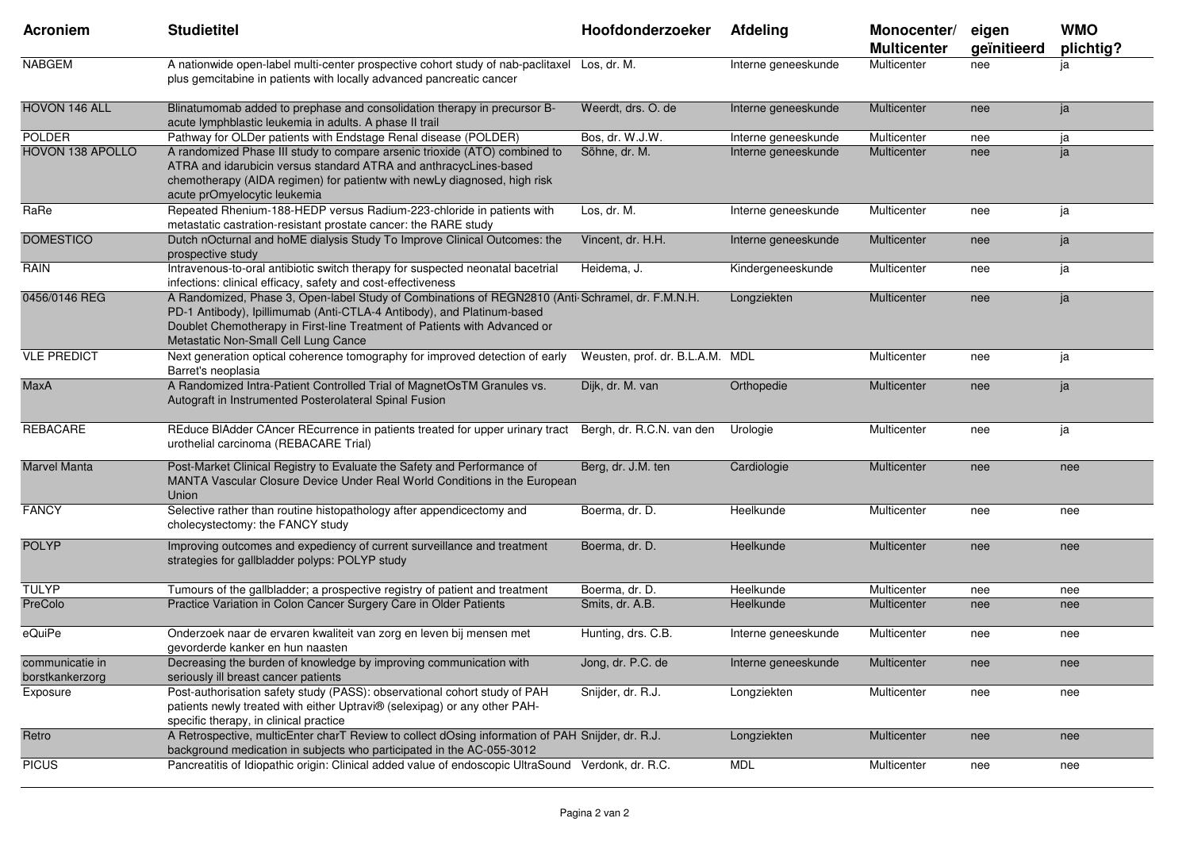| Acroniem | Studietitel | Hoofdonderzoeker | Afdeling | Monocenter/ Multicenter | eigen geïnitieerd | WMO plichtig? |
| --- | --- | --- | --- | --- | --- | --- |
| NABGEM | A nationwide open-label multi-center prospective cohort study of nab-paclitaxel plus gemcitabine in patients with locally advanced pancreatic cancer | Los, dr. M. | Interne geneeskunde | Multicenter | nee | ja |
| HOVON 146 ALL | Blinatumomab added to prephase and consolidation therapy in precursor B-acute lymphblastic leukemia in adults. A phase II trail | Weerdt, drs. O. de | Interne geneeskunde | Multicenter | nee | ja |
| POLDER | Pathway for OLDer patients with Endstage Renal disease (POLDER) | Bos, dr. W.J.W. | Interne geneeskunde | Multicenter | nee | ja |
| HOVON 138 APOLLO | A randomized Phase III study to compare arsenic trioxide (ATO) combined to ATRA and idarubicin versus standard ATRA and anthracycLines-based chemotherapy (AIDA regimen) for patientw with newLy diagnosed, high risk acute prOmyelocytic leukemia | Söhne, dr. M. | Interne geneeskunde | Multicenter | nee | ja |
| RaRe | Repeated Rhenium-188-HEDP versus Radium-223-chloride in patients with metastatic castration-resistant prostate cancer: the RARE study | Los, dr. M. | Interne geneeskunde | Multicenter | nee | ja |
| DOMESTICO | Dutch nOcturnal and hoME dialysis Study To Improve Clinical Outcomes: the prospective study | Vincent, dr. H.H. | Interne geneeskunde | Multicenter | nee | ja |
| RAIN | Intravenous-to-oral antibiotic switch therapy for suspected neonatal bacetrial infections: clinical efficacy, safety and cost-effectiveness | Heidema, J. | Kindergeneeskunde | Multicenter | nee | ja |
| 0456/0146 REG | A Randomized, Phase 3, Open-label Study of Combinations of REGN2810 (Anti-PD-1 Antibody), Ipillimumab (Anti-CTLA-4 Antibody), and Platinum-based Doublet Chemotherapy in First-line Treatment of Patients with Advanced or Metastatic Non-Small Cell Lung Cance | Schramel, dr. F.M.N.H. | Longziekten | Multicenter | nee | ja |
| VLE PREDICT | Next generation optical coherence tomography for improved detection of early Barret's neoplasia | Weusten, prof. dr. B.L.A.M. | MDL | Multicenter | nee | ja |
| MaxA | A Randomized Intra-Patient Controlled Trial of MagnetOsTM Granules vs. Autograft in Instrumented Posterolateral Spinal Fusion | Dijk, dr. M. van | Orthopedie | Multicenter | nee | ja |
| REBACARE | REduce BlAdder CAncer REcurrence in patients treated for upper urinary tract urothelial carcinoma (REBACARE Trial) | Bergh, dr. R.C.N. van den | Urologie | Multicenter | nee | ja |
| Marvel Manta | Post-Market Clinical Registry to Evaluate the Safety and Performance of MANTA Vascular Closure Device Under Real World Conditions in the European Union | Berg, dr. J.M. ten | Cardiologie | Multicenter | nee | nee |
| FANCY | Selective rather than routine histopathology after appendicectomy and cholecystectomy: the FANCY study | Boerma, dr. D. | Heelkunde | Multicenter | nee | nee |
| POLYP | Improving outcomes and expediency of current surveillance and treatment strategies for gallbladder polyps: POLYP study | Boerma, dr. D. | Heelkunde | Multicenter | nee | nee |
| TULYP | Tumours of the gallbladder; a prospective registry of patient and treatment | Boerma, dr. D. | Heelkunde | Multicenter | nee | nee |
| PreColo | Practice Variation in Colon Cancer Surgery Care in Older Patients | Smits, dr. A.B. | Heelkunde | Multicenter | nee | nee |
| eQuiPe | Onderzoek naar de ervaren kwaliteit van zorg en leven bij mensen met gevorderde kanker en hun naasten | Hunting, drs. C.B. | Interne geneeskunde | Multicenter | nee | nee |
| communicatie in borstkankerzorg | Decreasing the burden of knowledge by improving communication with seriously ill breast cancer patients | Jong, dr. P.C. de | Interne geneeskunde | Multicenter | nee | nee |
| Exposure | Post-authorisation safety study (PASS): observational cohort study of PAH patients newly treated with either Uptravi® (selexipag) or any other PAH-specific therapy, in clinical practice | Snijder, dr. R.J. | Longziekten | Multicenter | nee | nee |
| Retro | A Retrospective, multicEnter charT Review to collect dOsing information of PAH background medication in subjects who participated in the AC-055-3012 | Snijder, dr. R.J. | Longziekten | Multicenter | nee | nee |
| PICUS | Pancreatitis of Idiopathic origin: Clinical added value of endoscopic UltraSound | Verdonk, dr. R.C. | MDL | Multicenter | nee | nee |